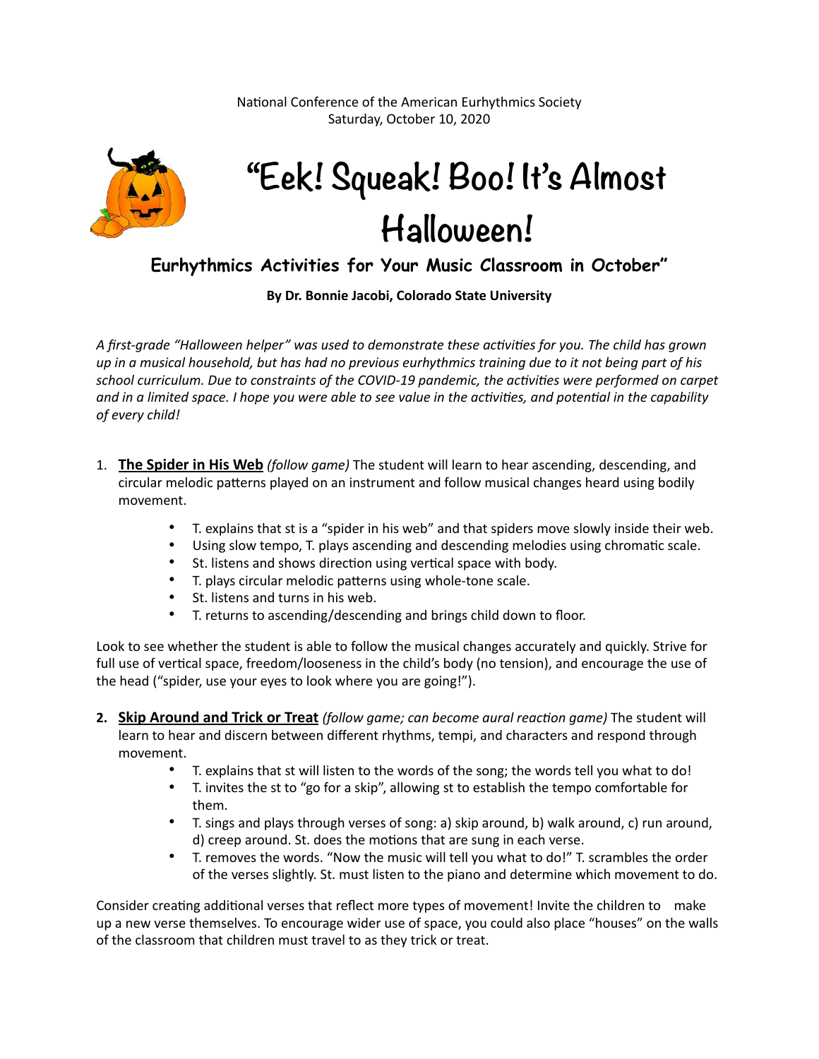National Conference of the American Eurhythmics Society
Saturday, October 10, 2020

# "Eek! Squeak! Boo! It's Almost Halloween!

## Eurhythmics Activities for Your Music Classroom in October"

**By Dr. Bonnie Jacobi, Colorado State University**

*A first-grade "Halloween helper" was used to demonstrate these activities for you. The child has grown up in a musical household, but has had no previous eurhythmics training due to it not being part of his school curriculum. Due to constraints of the COVID-19 pandemic, the activities were performed on carpet and in a limited space. I hope you were able to see value in the activities, and potential in the capability of every child!*

1. **The Spider in His Web** *(follow game)* The student will learn to hear ascending, descending, and circular melodic patterns played on an instrument and follow musical changes heard using bodily movement.
    - T. explains that st is a "spider in his web" and that spiders move slowly inside their web.
    - Using slow tempo, T. plays ascending and descending melodies using chromatic scale.
    - St. listens and shows direction using vertical space with body.
    - T. plays circular melodic patterns using whole-tone scale.
    - St. listens and turns in his web.
    - T. returns to ascending/descending and brings child down to floor.

Look to see whether the student is able to follow the musical changes accurately and quickly. Strive for full use of vertical space, freedom/looseness in the child's body (no tension), and encourage the use of the head ("spider, use your eyes to look where you are going!").

2. **Skip Around and Trick or Treat** *(follow game; can become aural reaction game)* The student will learn to hear and discern between different rhythms, tempi, and characters and respond through movement.
    - T. explains that st will listen to the words of the song; the words tell you what to do!
    - T. invites the st to "go for a skip", allowing st to establish the tempo comfortable for them.
    - T. sings and plays through verses of song: a) skip around, b) walk around, c) run around, d) creep around. St. does the motions that are sung in each verse.
    - T. removes the words. "Now the music will tell you what to do!" T. scrambles the order of the verses slightly. St. must listen to the piano and determine which movement to do.

Consider creating additional verses that reflect more types of movement! Invite the children to make up a new verse themselves. To encourage wider use of space, you could also place "houses" on the walls of the classroom that children must travel to as they trick or treat.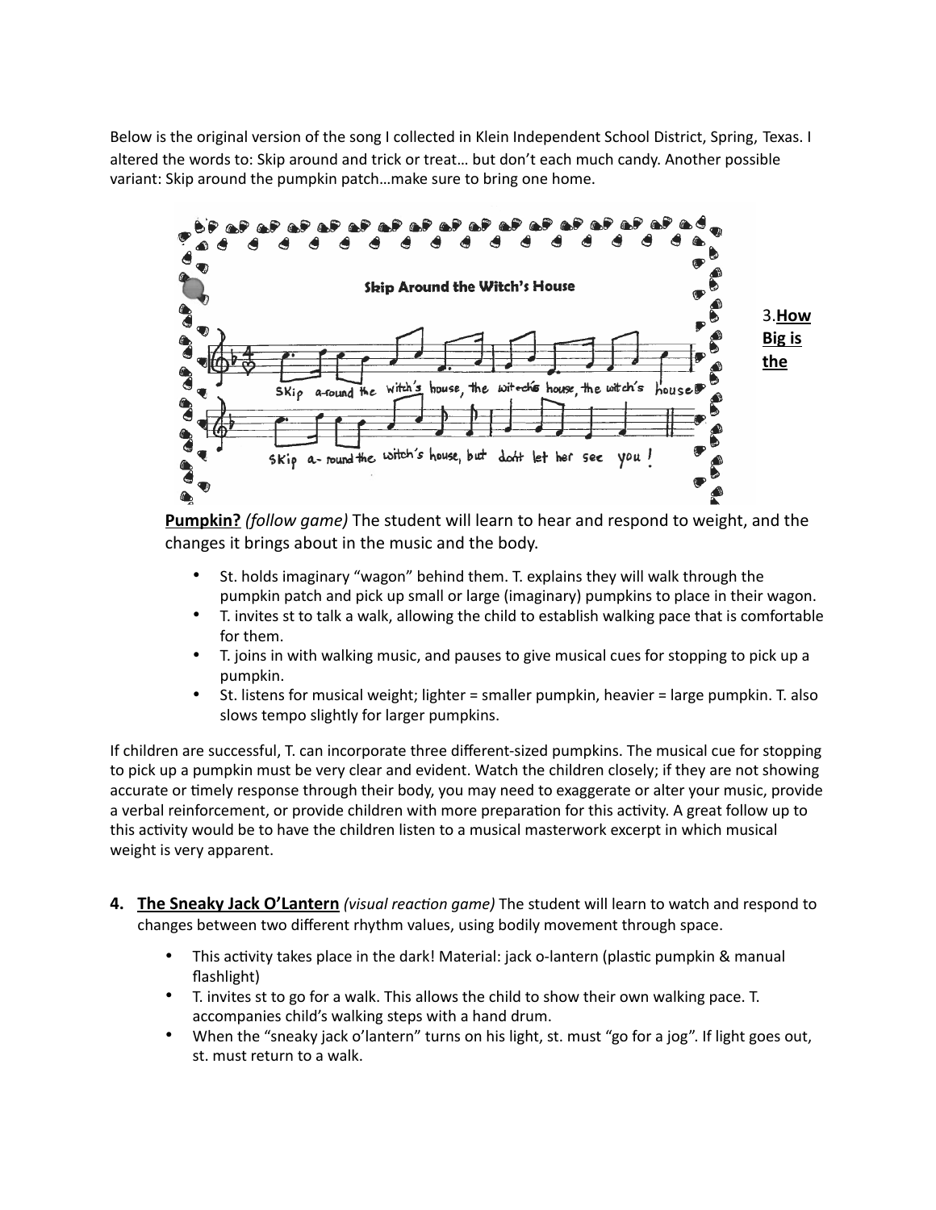Below is the original version of the song I collected in Klein Independent School District, Spring, Texas. I altered the words to: Skip around and trick or treat… but don't each much candy. Another possible variant: Skip around the pumpkin patch…make sure to bring one home.

3. **How Big is the Pumpkin?** *(follow game)* The student will learn to hear and respond to weight, and the changes it brings about in the music and the body.

- St. holds imaginary "wagon" behind them. T. explains they will walk through the pumpkin patch and pick up small or large (imaginary) pumpkins to place in their wagon.
- T. invites st to talk a walk, allowing the child to establish walking pace that is comfortable for them.
- T. joins in with walking music, and pauses to give musical cues for stopping to pick up a pumpkin.
- St. listens for musical weight; lighter = smaller pumpkin, heavier = large pumpkin. T. also slows tempo slightly for larger pumpkins.

If children are successful, T. can incorporate three different-sized pumpkins. The musical cue for stopping to pick up a pumpkin must be very clear and evident. Watch the children closely; if they are not showing accurate or timely response through their body, you may need to exaggerate or alter your music, provide a verbal reinforcement, or provide children with more preparation for this activity. A great follow up to this activity would be to have the children listen to a musical masterwork excerpt in which musical weight is very apparent.

4. **The Sneaky Jack O'Lantern** *(visual reaction game)* The student will learn to watch and respond to changes between two different rhythm values, using bodily movement through space.

- This activity takes place in the dark! Material: jack o-lantern (plastic pumpkin & manual flashlight)
- T. invites st to go for a walk. This allows the child to show their own walking pace. T. accompanies child's walking steps with a hand drum.
- When the "sneaky jack o'lantern" turns on his light, st. must "go for a jog". If light goes out, st. must return to a walk.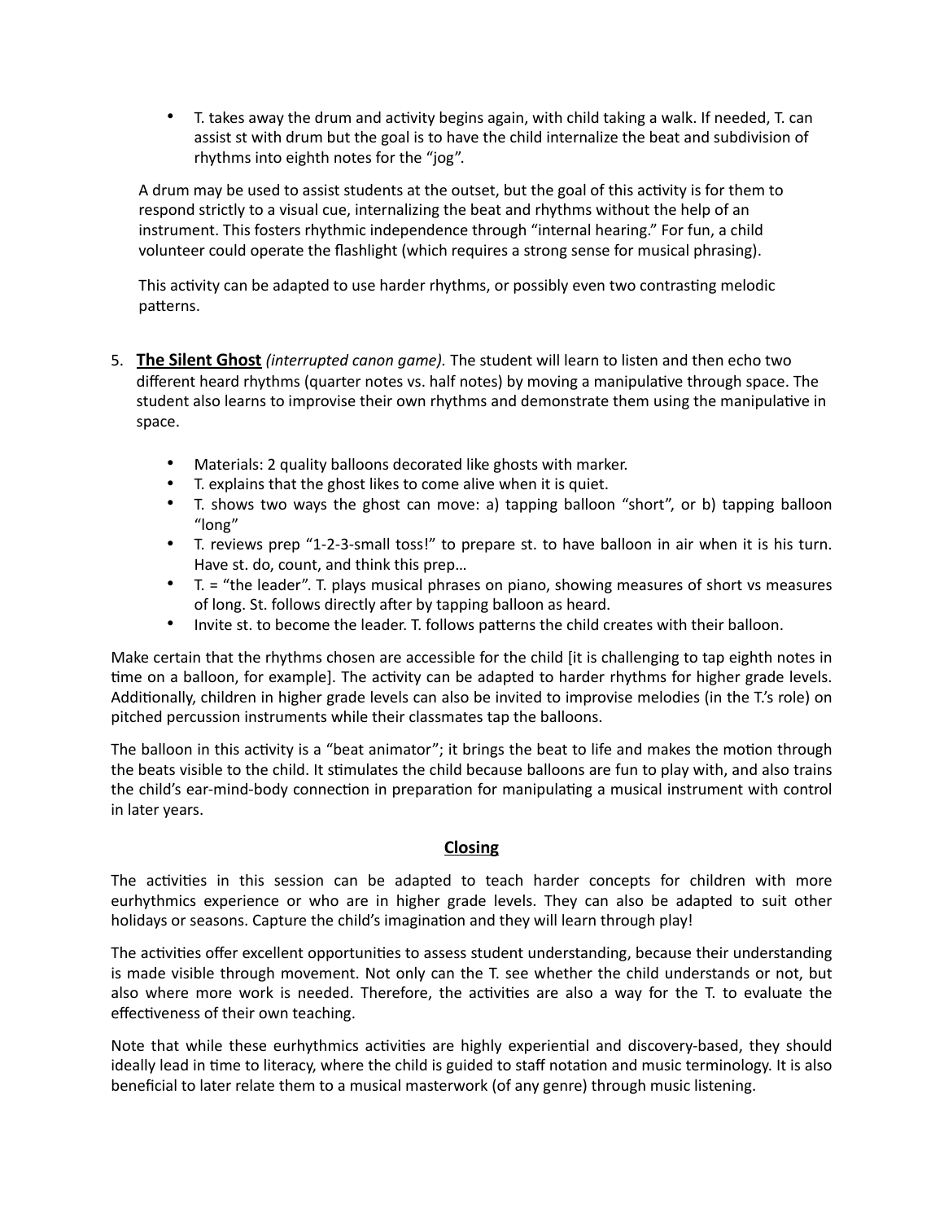- T. takes away the drum and activity begins again, with child taking a walk. If needed, T. can assist st with drum but the goal is to have the child internalize the beat and subdivision of rhythms into eighth notes for the "jog".

A drum may be used to assist students at the outset, but the goal of this activity is for them to respond strictly to a visual cue, internalizing the beat and rhythms without the help of an instrument. This fosters rhythmic independence through "internal hearing." For fun, a child volunteer could operate the flashlight (which requires a strong sense for musical phrasing).

This activity can be adapted to use harder rhythms, or possibly even two contrasting melodic patterns.

5. **The Silent Ghost** *(interrupted canon game).* The student will learn to listen and then echo two different heard rhythms (quarter notes vs. half notes) by moving a manipulative through space. The student also learns to improvise their own rhythms and demonstrate them using the manipulative in space.

    - Materials: 2 quality balloons decorated like ghosts with marker.
    - T. explains that the ghost likes to come alive when it is quiet.
    - T. shows two ways the ghost can move: a) tapping balloon "short", or b) tapping balloon "long"
    - T. reviews prep "1-2-3-small toss!" to prepare st. to have balloon in air when it is his turn. Have st. do, count, and think this prep…
    - T. = "the leader". T. plays musical phrases on piano, showing measures of short vs measures of long. St. follows directly after by tapping balloon as heard.
    - Invite st. to become the leader. T. follows patterns the child creates with their balloon.

Make certain that the rhythms chosen are accessible for the child [it is challenging to tap eighth notes in time on a balloon, for example]. The activity can be adapted to harder rhythms for higher grade levels. Additionally, children in higher grade levels can also be invited to improvise melodies (in the T.'s role) on pitched percussion instruments while their classmates tap the balloons.

The balloon in this activity is a "beat animator"; it brings the beat to life and makes the motion through the beats visible to the child. It stimulates the child because balloons are fun to play with, and also trains the child's ear-mind-body connection in preparation for manipulating a musical instrument with control in later years.

## Closing

The activities in this session can be adapted to teach harder concepts for children with more eurhythmics experience or who are in higher grade levels. They can also be adapted to suit other holidays or seasons. Capture the child's imagination and they will learn through play!

The activities offer excellent opportunities to assess student understanding, because their understanding is made visible through movement. Not only can the T. see whether the child understands or not, but also where more work is needed. Therefore, the activities are also a way for the T. to evaluate the effectiveness of their own teaching.

Note that while these eurhythmics activities are highly experiential and discovery-based, they should ideally lead in time to literacy, where the child is guided to staff notation and music terminology. It is also beneficial to later relate them to a musical masterwork (of any genre) through music listening.